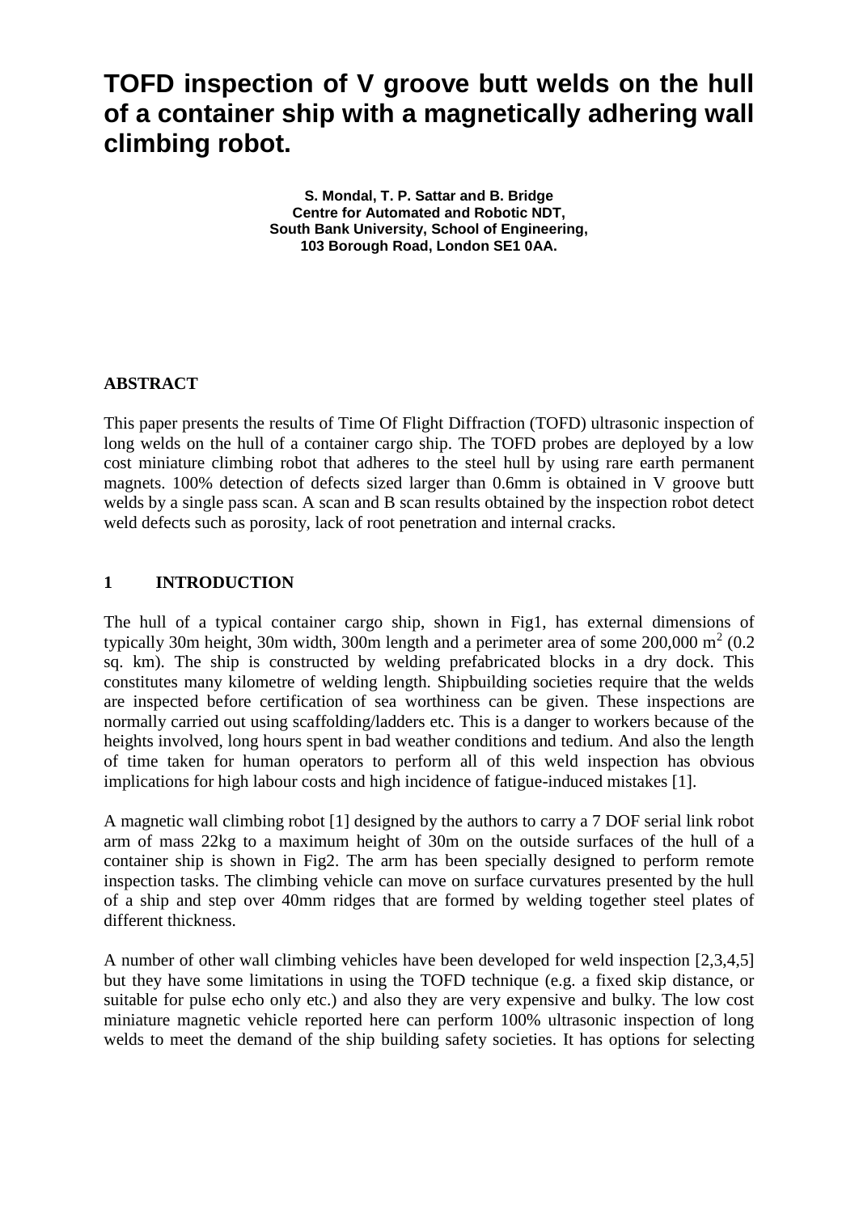# TOFD inspection of V groove butt welds on the hull of a container ship with a magnetically adhering wall climbing robot.

**S. Mondal, T. P. Sattar and B. Bridge**
**Centre for Automated and Robotic NDT,**
**South Bank University, School of Engineering,**
**103 Borough Road, London SE1 0AA.**

## ABSTRACT

This paper presents the results of Time Of Flight Diffraction (TOFD) ultrasonic inspection of long welds on the hull of a container cargo ship. The TOFD probes are deployed by a low cost miniature climbing robot that adheres to the steel hull by using rare earth permanent magnets. 100% detection of defects sized larger than 0.6mm is obtained in V groove butt welds by a single pass scan. A scan and B scan results obtained by the inspection robot detect weld defects such as porosity, lack of root penetration and internal cracks.

## 1 INTRODUCTION

The hull of a typical container cargo ship, shown in Fig1, has external dimensions of typically 30m height, 30m width, 300m length and a perimeter area of some 200,000 $m^2$ (0.2 sq. km). The ship is constructed by welding prefabricated blocks in a dry dock. This constitutes many kilometre of welding length. Shipbuilding societies require that the welds are inspected before certification of sea worthiness can be given. These inspections are normally carried out using scaffolding/ladders etc. This is a danger to workers because of the heights involved, long hours spent in bad weather conditions and tedium. And also the length of time taken for human operators to perform all of this weld inspection has obvious implications for high labour costs and high incidence of fatigue-induced mistakes [1].

A magnetic wall climbing robot [1] designed by the authors to carry a 7 DOF serial link robot arm of mass 22kg to a maximum height of 30m on the outside surfaces of the hull of a container ship is shown in Fig2. The arm has been specially designed to perform remote inspection tasks. The climbing vehicle can move on surface curvatures presented by the hull of a ship and step over 40mm ridges that are formed by welding together steel plates of different thickness.

A number of other wall climbing vehicles have been developed for weld inspection [2,3,4,5] but they have some limitations in using the TOFD technique (e.g. a fixed skip distance, or suitable for pulse echo only etc.) and also they are very expensive and bulky. The low cost miniature magnetic vehicle reported here can perform 100% ultrasonic inspection of long welds to meet the demand of the ship building safety societies. It has options for selecting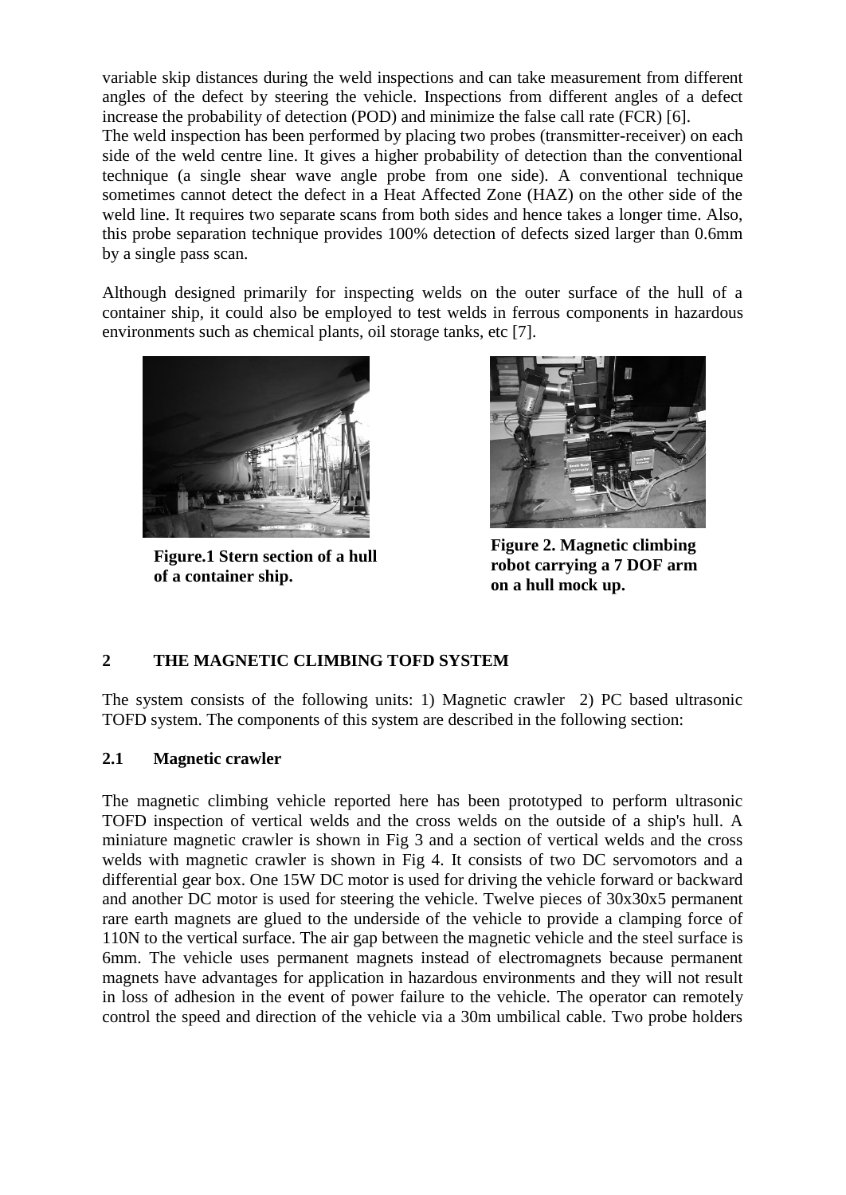variable skip distances during the weld inspections and can take measurement from different angles of the defect by steering the vehicle. Inspections from different angles of a defect increase the probability of detection (POD) and minimize the false call rate (FCR) [6].
The weld inspection has been performed by placing two probes (transmitter-receiver) on each side of the weld centre line. It gives a higher probability of detection than the conventional technique (a single shear wave angle probe from one side). A conventional technique sometimes cannot detect the defect in a Heat Affected Zone (HAZ) on the other side of the weld line. It requires two separate scans from both sides and hence takes a longer time. Also, this probe separation technique provides 100% detection of defects sized larger than 0.6mm by a single pass scan.

Although designed primarily for inspecting welds on the outer surface of the hull of a container ship, it could also be employed to test welds in ferrous components in hazardous environments such as chemical plants, oil storage tanks, etc [7].

**Figure.1 Stern section of a hull of a container ship.**

**Figure 2. Magnetic climbing robot carrying a 7 DOF arm on a hull mock up.**

## 2 THE MAGNETIC CLIMBING TOFD SYSTEM

The system consists of the following units: 1) Magnetic crawler 2) PC based ultrasonic TOFD system. The components of this system are described in the following section:

### 2.1 Magnetic crawler

The magnetic climbing vehicle reported here has been prototyped to perform ultrasonic TOFD inspection of vertical welds and the cross welds on the outside of a ship's hull. A miniature magnetic crawler is shown in Fig 3 and a section of vertical welds and the cross welds with magnetic crawler is shown in Fig 4. It consists of two DC servomotors and a differential gear box. One 15W DC motor is used for driving the vehicle forward or backward and another DC motor is used for steering the vehicle. Twelve pieces of 30x30x5 permanent rare earth magnets are glued to the underside of the vehicle to provide a clamping force of 110N to the vertical surface. The air gap between the magnetic vehicle and the steel surface is 6mm. The vehicle uses permanent magnets instead of electromagnets because permanent magnets have advantages for application in hazardous environments and they will not result in loss of adhesion in the event of power failure to the vehicle. The operator can remotely control the speed and direction of the vehicle via a 30m umbilical cable. Two probe holders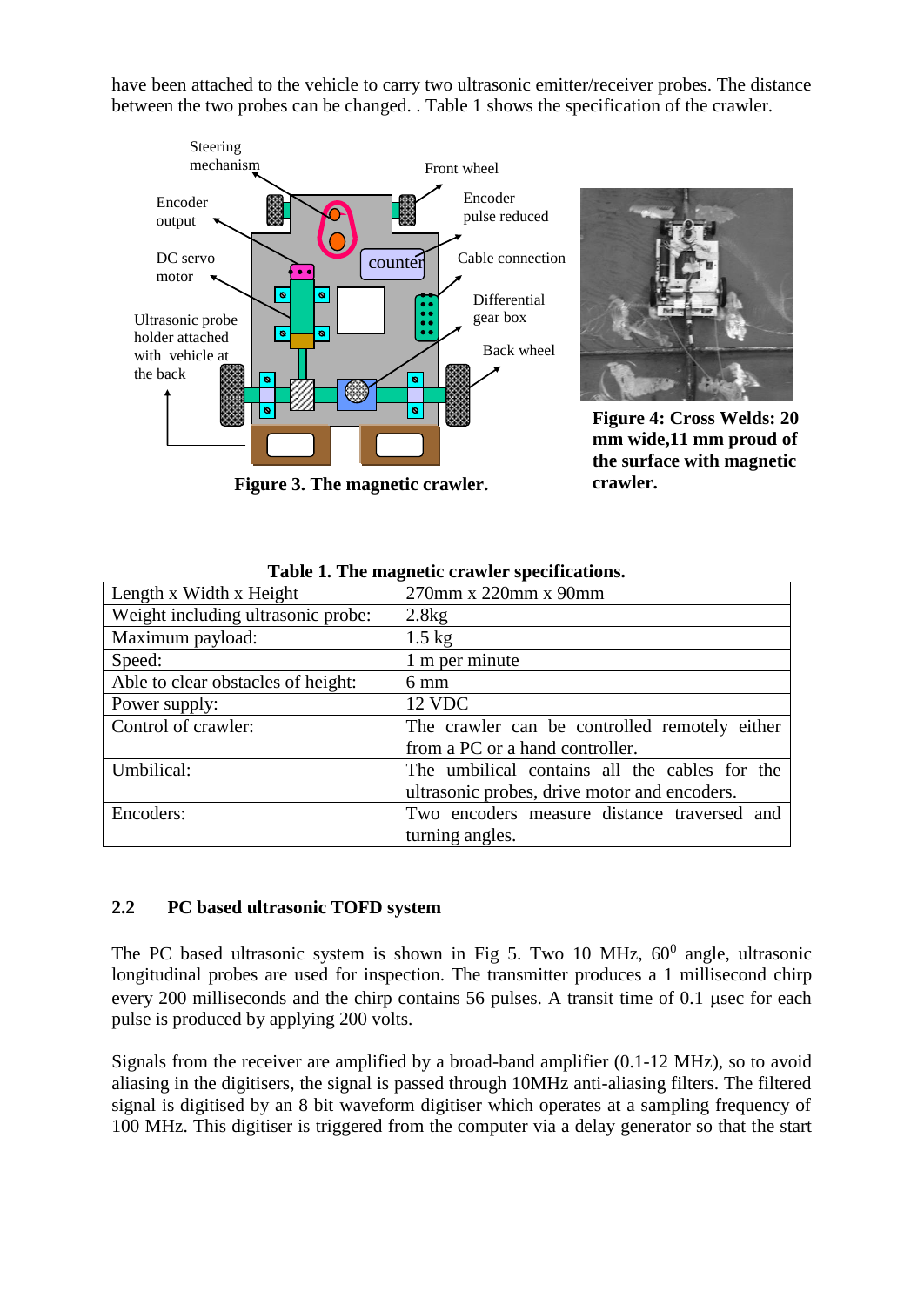have been attached to the vehicle to carry two ultrasonic emitter/receiver probes. The distance between the two probes can be changed. . Table 1 shows the specification of the crawler.

Steering mechanism

Front wheel

Encoder output

Encoder pulse reduced

DC servo motor

counter

Cable connection

Differential gear box

Ultrasonic probe holder attached with vehicle at the back

Back wheel

**Figure 3. The magnetic crawler.**

**Figure 4: Cross Welds: 20 mm wide,11 mm proud of the surface with magnetic crawler.**

**Table 1. The magnetic crawler specifications.**

| Length x Width x Height | 270mm x 220mm x 90mm |
|---|---|
| Weight including ultrasonic probe: | 2.8kg |
| Maximum payload: | 1.5 kg |
| Speed: | 1 m per minute |
| Able to clear obstacles of height: | 6 mm |
| Power supply: | 12 VDC |
| Control of crawler: | The crawler can be controlled remotely either from a PC or a hand controller. |
| Umbilical: | The umbilical contains all the cables for the ultrasonic probes, drive motor and encoders. |
| Encoders: | Two encoders measure distance traversed and turning angles. |

## 2.2 PC based ultrasonic TOFD system

The PC based ultrasonic system is shown in Fig 5. Two 10 MHz, $60^0$ angle, ultrasonic longitudinal probes are used for inspection. The transmitter produces a 1 millisecond chirp every 200 milliseconds and the chirp contains 56 pulses. A transit time of 0.1 µsec for each pulse is produced by applying 200 volts.

Signals from the receiver are amplified by a broad-band amplifier (0.1-12 MHz), so to avoid aliasing in the digitisers, the signal is passed through 10MHz anti-aliasing filters. The filtered signal is digitised by an 8 bit waveform digitiser which operates at a sampling frequency of 100 MHz. This digitiser is triggered from the computer via a delay generator so that the start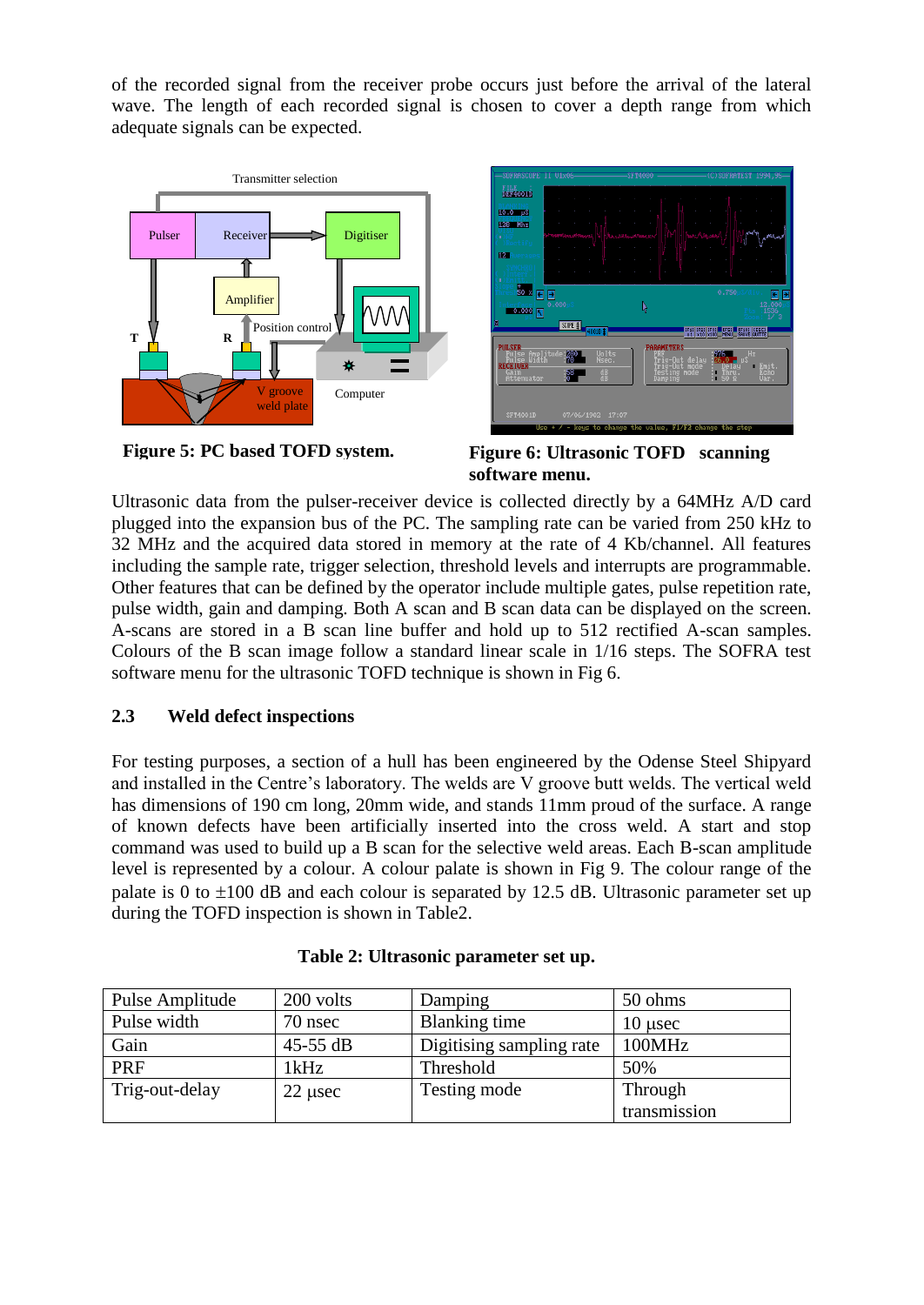of the recorded signal from the receiver probe occurs just before the arrival of the lateral wave. The length of each recorded signal is chosen to cover a depth range from which adequate signals can be expected.

**Figure 5: PC based TOFD system.**

**Figure 6: Ultrasonic TOFD scanning software menu.**

Ultrasonic data from the pulser-receiver device is collected directly by a 64MHz A/D card plugged into the expansion bus of the PC. The sampling rate can be varied from 250 kHz to 32 MHz and the acquired data stored in memory at the rate of 4 Kb/channel. All features including the sample rate, trigger selection, threshold levels and interrupts are programmable. Other features that can be defined by the operator include multiple gates, pulse repetition rate, pulse width, gain and damping. Both A scan and B scan data can be displayed on the screen. A-scans are stored in a B scan line buffer and hold up to 512 rectified A-scan samples. Colours of the B scan image follow a standard linear scale in 1/16 steps. The SOFRA test software menu for the ultrasonic TOFD technique is shown in Fig 6.

## 2.3 Weld defect inspections

For testing purposes, a section of a hull has been engineered by the Odense Steel Shipyard and installed in the Centre's laboratory. The welds are V groove butt welds. The vertical weld has dimensions of 190 cm long, 20mm wide, and stands 11mm proud of the surface. A range of known defects have been artificially inserted into the cross weld. A start and stop command was used to build up a B scan for the selective weld areas. Each B-scan amplitude level is represented by a colour. A colour palate is shown in Fig 9. The colour range of the palate is 0 to ±100 dB and each colour is separated by 12.5 dB. Ultrasonic parameter set up during the TOFD inspection is shown in Table2.

**Table 2: Ultrasonic parameter set up.**

| Pulse Amplitude | 200 volts | Damping | 50 ohms |
|---|---|---|---|
| Pulse width | 70 nsec | Blanking time | 10 μsec |
| Gain | 45-55 dB | Digitising sampling rate | 100MHz |
| PRF | 1kHz | Threshold | 50% |
| Trig-out-delay | 22 μsec | Testing mode | Through transmission |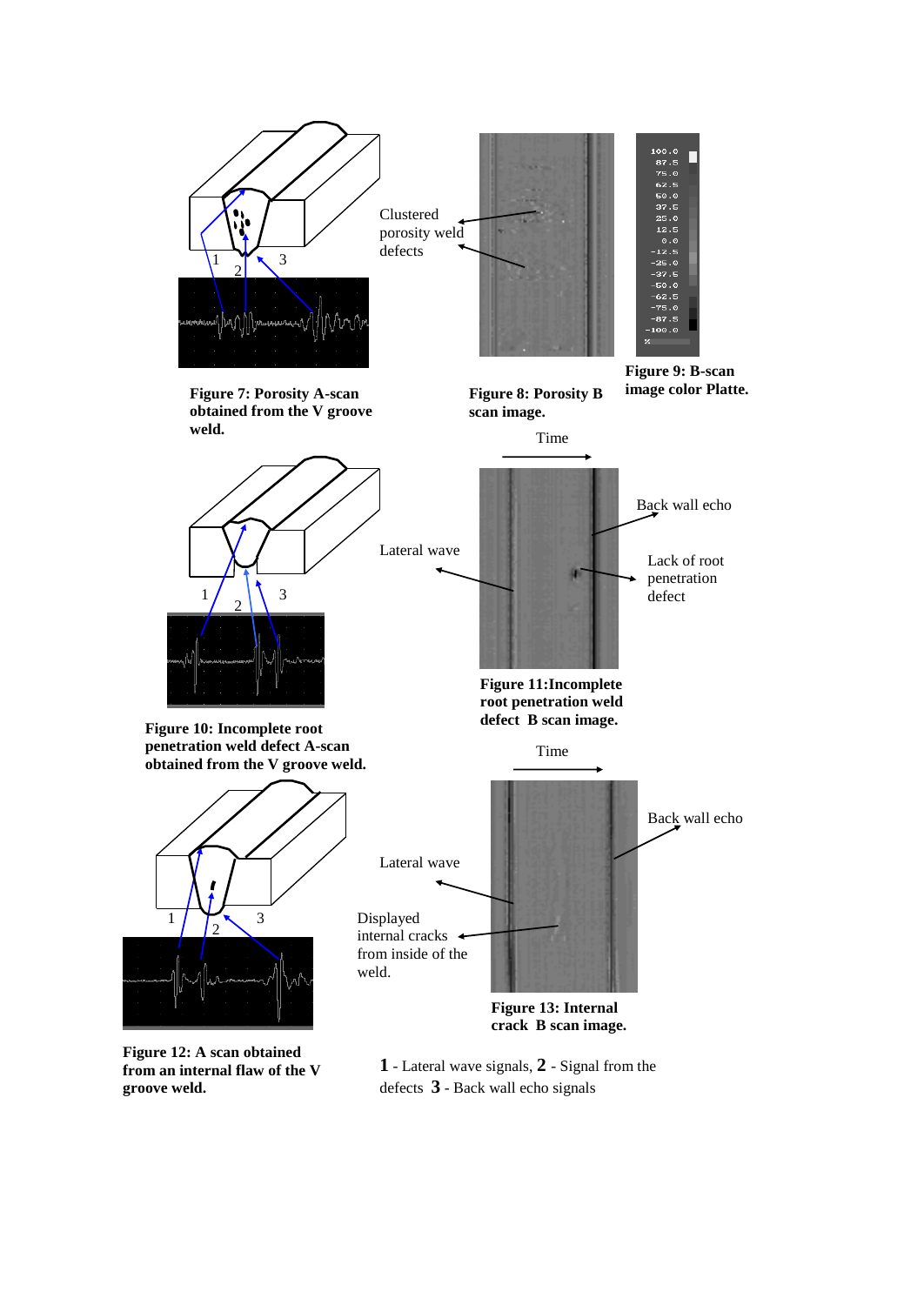Clustered porosity weld defects

**Figure 7: Porosity A-scan obtained from the V groove weld.**

**Figure 8: Porosity B scan image.**

**Figure 9: B-scan image color Platte.**

Time

Back wall echo

Lateral wave

Lack of root penetration defect

**Figure 10: Incomplete root penetration weld defect A-scan obtained from the V groove weld.**

**Figure 11:Incomplete root penetration weld defect B scan image.**

Time

Back wall echo

Lateral wave

Displayed internal cracks from inside of the weld.

**Figure 12: A scan obtained from an internal flaw of the V groove weld.**

**Figure 13: Internal crack B scan image.**

**1** - Lateral wave signals, **2** - Signal from the defects **3** - Back wall echo signals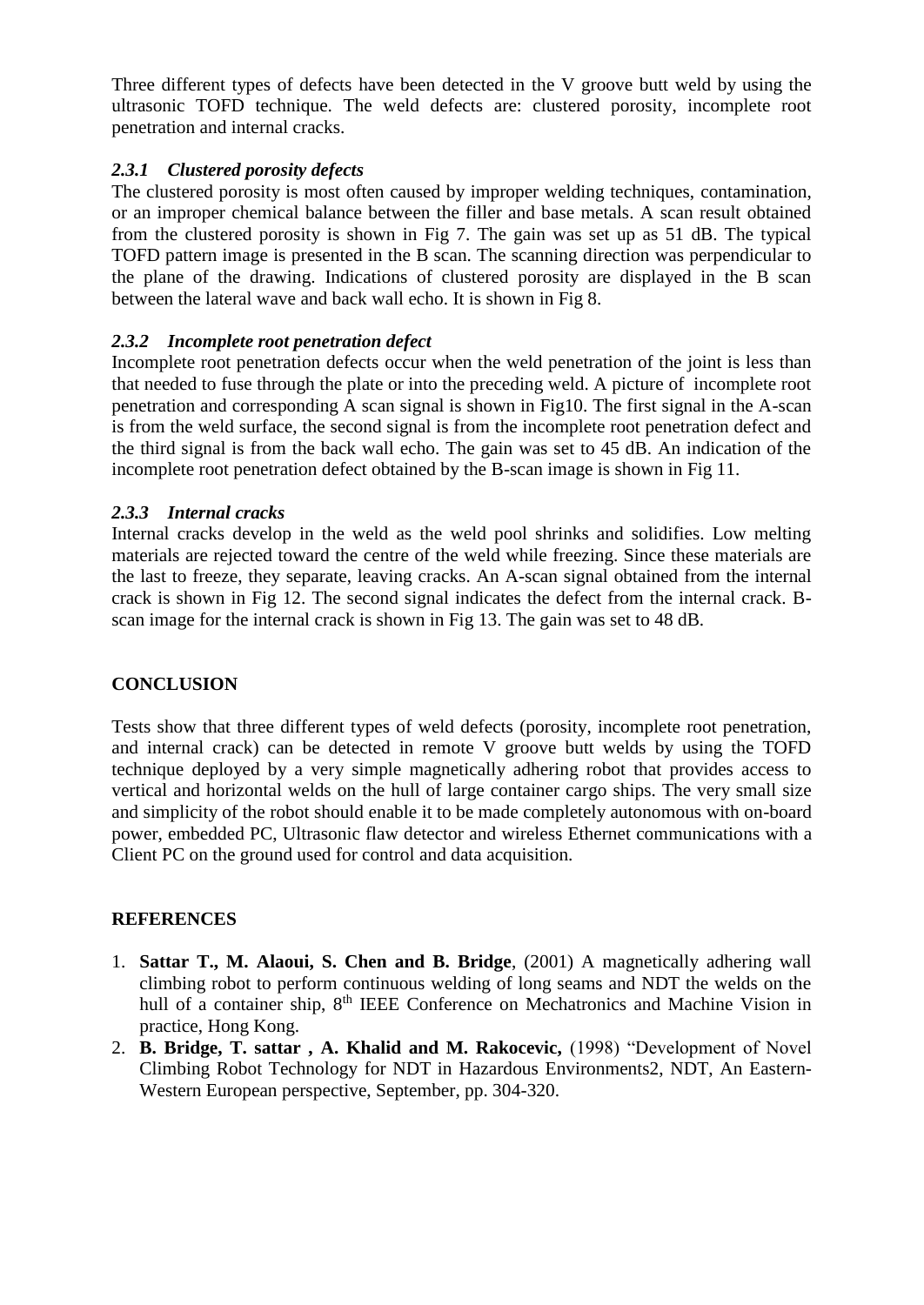Three different types of defects have been detected in the V groove butt weld by using the ultrasonic TOFD technique. The weld defects are: clustered porosity, incomplete root penetration and internal cracks.

### *2.3.1 Clustered porosity defects*

The clustered porosity is most often caused by improper welding techniques, contamination, or an improper chemical balance between the filler and base metals. A scan result obtained from the clustered porosity is shown in Fig 7. The gain was set up as 51 dB. The typical TOFD pattern image is presented in the B scan. The scanning direction was perpendicular to the plane of the drawing. Indications of clustered porosity are displayed in the B scan between the lateral wave and back wall echo. It is shown in Fig 8.

### *2.3.2 Incomplete root penetration defect*

Incomplete root penetration defects occur when the weld penetration of the joint is less than that needed to fuse through the plate or into the preceding weld. A picture of incomplete root penetration and corresponding A scan signal is shown in Fig10. The first signal in the A-scan is from the weld surface, the second signal is from the incomplete root penetration defect and the third signal is from the back wall echo. The gain was set to 45 dB. An indication of the incomplete root penetration defect obtained by the B-scan image is shown in Fig 11.

### *2.3.3 Internal cracks*

Internal cracks develop in the weld as the weld pool shrinks and solidifies. Low melting materials are rejected toward the centre of the weld while freezing. Since these materials are the last to freeze, they separate, leaving cracks. An A-scan signal obtained from the internal crack is shown in Fig 12. The second signal indicates the defect from the internal crack. B-scan image for the internal crack is shown in Fig 13. The gain was set to 48 dB.

## CONCLUSION

Tests show that three different types of weld defects (porosity, incomplete root penetration, and internal crack) can be detected in remote V groove butt welds by using the TOFD technique deployed by a very simple magnetically adhering robot that provides access to vertical and horizontal welds on the hull of large container cargo ships. The very small size and simplicity of the robot should enable it to be made completely autonomous with on-board power, embedded PC, Ultrasonic flaw detector and wireless Ethernet communications with a Client PC on the ground used for control and data acquisition.

## REFERENCES

1. **Sattar T., M. Alaoui, S. Chen and B. Bridge**, (2001) A magnetically adhering wall climbing robot to perform continuous welding of long seams and NDT the welds on the hull of a container ship, 8th IEEE Conference on Mechatronics and Machine Vision in practice, Hong Kong.
2. **B. Bridge, T. sattar , A. Khalid and M. Rakocevic,** (1998) "Development of Novel Climbing Robot Technology for NDT in Hazardous Environments2, NDT, An Eastern-Western European perspective, September, pp. 304-320.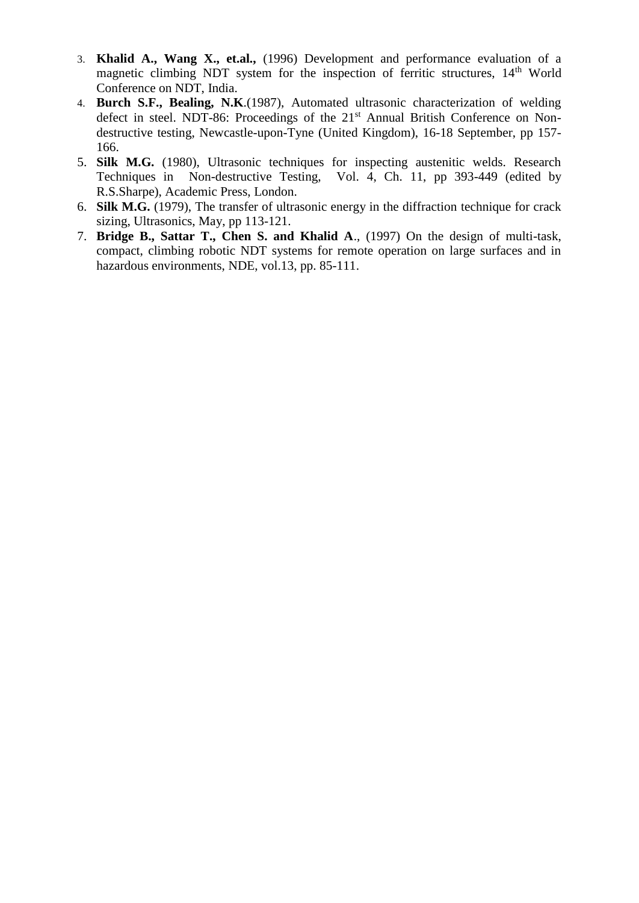3. **Khalid A., Wang X., et.al.,** (1996) Development and performance evaluation of a magnetic climbing NDT system for the inspection of ferritic structures, 14th World Conference on NDT, India.
4. **Burch S.F., Bealing, N.K**.(1987), Automated ultrasonic characterization of welding defect in steel. NDT-86: Proceedings of the 21st Annual British Conference on Non-destructive testing, Newcastle-upon-Tyne (United Kingdom), 16-18 September, pp 157-166.
5. **Silk M.G.** (1980), Ultrasonic techniques for inspecting austenitic welds. Research Techniques in Non-destructive Testing, Vol. 4, Ch. 11, pp 393-449 (edited by R.S.Sharpe), Academic Press, London.
6. **Silk M.G.** (1979), The transfer of ultrasonic energy in the diffraction technique for crack sizing, Ultrasonics, May, pp 113-121.
7. **Bridge B., Sattar T., Chen S. and Khalid A**., (1997) On the design of multi-task, compact, climbing robotic NDT systems for remote operation on large surfaces and in hazardous environments, NDE, vol.13, pp. 85-111.